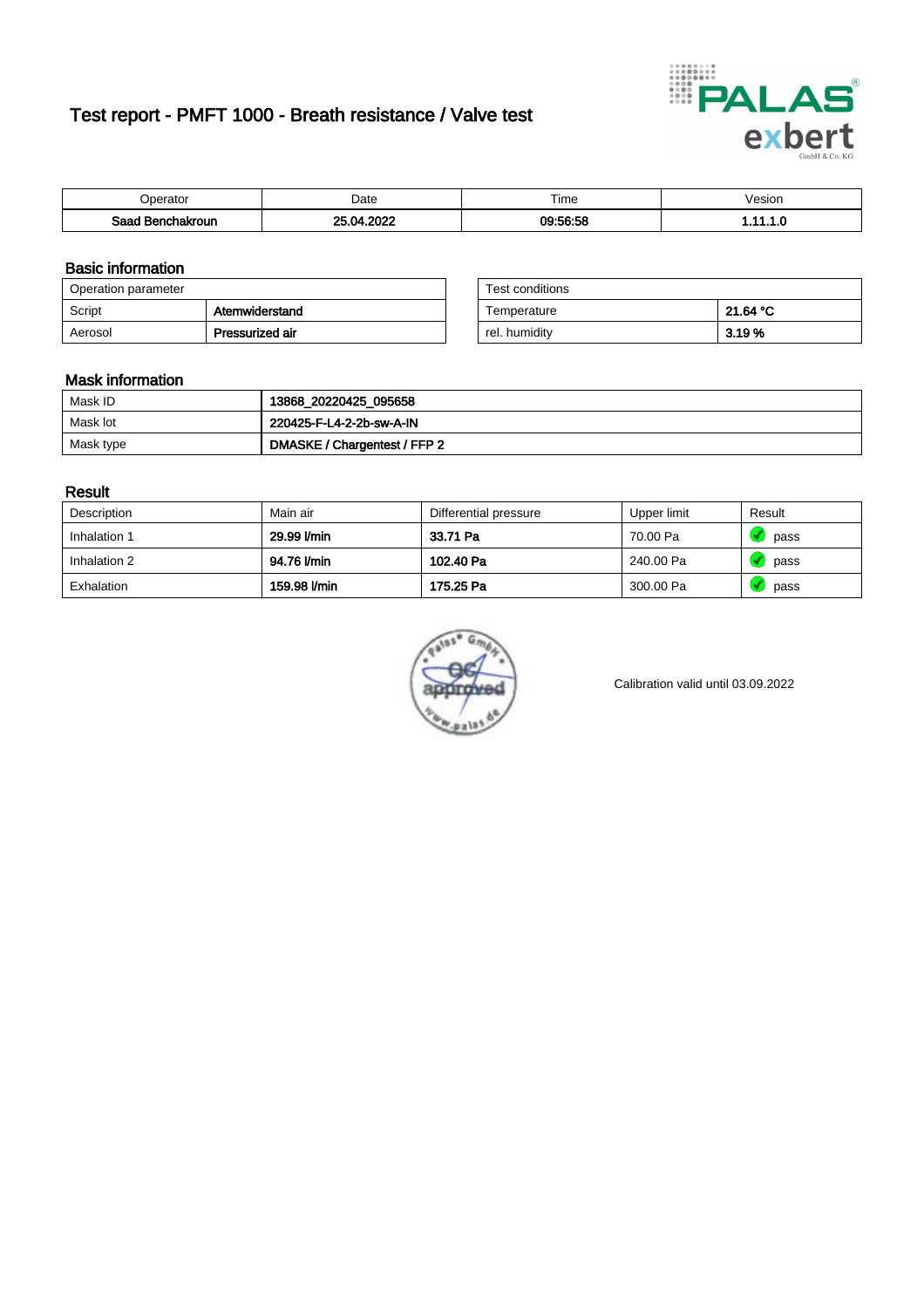# Test report - PMFT 1000 - Breath resistance / Valve test

| Operator | Date | Time | Vesion |
|---|---|---|---|
| **Saad Benchakroun** | **25.04.2022** | **09:56:58** | **1.11.1.0** |

## Basic information

| Operation parameter | |
|---|---|
| Script | **Atemwiderstand** |
| Aerosol | **Pressurized air** |

| Test conditions | |
|---|---|
| Temperature | **21.64 °C** |
| rel. humidity | **3.19 %** |

## Mask information

| | |
|---|---|
| Mask ID | **13868_20220425_095658** |
| Mask lot | **220425-F-L4-2-2b-sw-A-IN** |
| Mask type | **DMASKE / Chargentest / FFP 2** |

## Result

| Description | Main air | Differential pressure | Upper limit | Result |
|---|---|---|---|---|
| Inhalation 1 | **29.99 l/min** | **33.71 Pa** | 70.00 Pa | pass |
| Inhalation 2 | **94.76 l/min** | **102.40 Pa** | 240.00 Pa | pass |
| Exhalation | **159.98 l/min** | **175.25 Pa** | 300.00 Pa | pass |

Calibration valid until 03.09.2022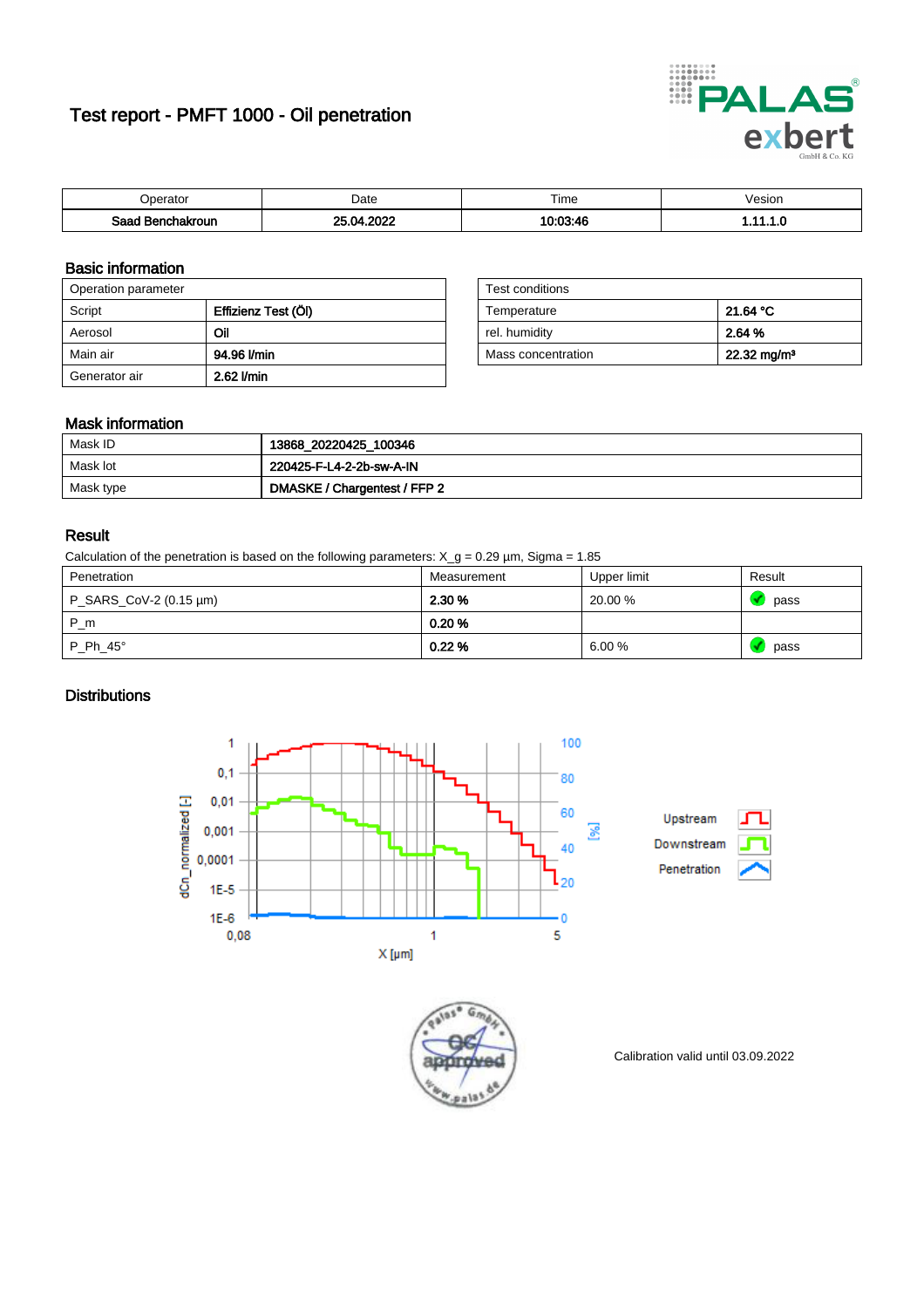# Test report - PMFT 1000 - Oil penetration

PALAS exbert GmbH & Co. KG

| Operator | Date | Time | Vesion |
|---|---|---|---|
| **Saad Benchakroun** | **25.04.2022** | **10:03:46** | **1.11.1.0** |

## Basic information

| Operation parameter | |
|---|---|
| Script | **Effizienz Test (Öl)** |
| Aerosol | **Oil** |
| Main air | **94.96 l/min** |
| Generator air | **2.62 l/min** |

| Test conditions | |
|---|---|
| Temperature | **21.64 °C** |
| rel. humidity | **2.64 %** |
| Mass concentration | **22.32 mg/m³** |

## Mask information

| | |
|---|---|
| Mask ID | **13868_20220425_100346** |
| Mask lot | **220425-F-L4-2-2b-sw-A-IN** |
| Mask type | **DMASKE / Chargentest / FFP 2** |

## Result

Calculation of the penetration is based on the following parameters: X_g = 0.29 µm, Sigma = 1.85

| Penetration | Measurement | Upper limit | Result |
|---|---|---|---|
| P_SARS_CoV-2 (0.15 µm) | **2.30 %** | 20.00 % | pass |
| P_m | **0.20 %** | | |
| P_Ph_45° | **0.22 %** | 6.00 % | pass |

## Distributions

dCn_normalized [-]
1
0,1
0,01
0,001
0,0001
1E-5
1E-6
0,08
1
5
X [µm]
[%]
100
80
60
40
20
0
Upstream
Downstream
Penetration

QC approved
Palas® GmbH
www.palas.de

Calibration valid until 03.09.2022